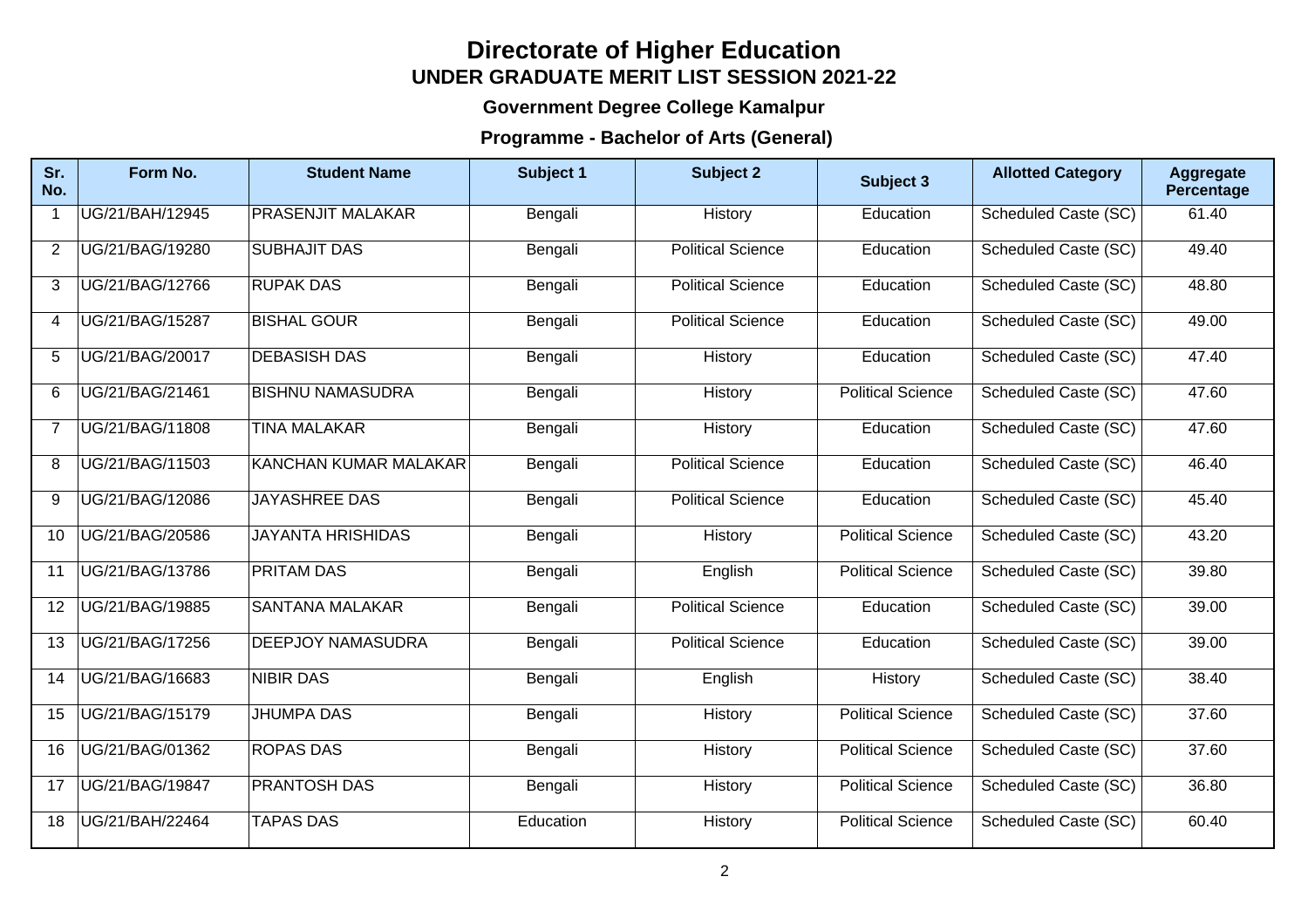# Directorate of Higher Education

## UNDER GRADUATE MERIT LIST SESSION 2021-22

### Government Degree College Kamalpur

### Programme - Bachelor of Arts (General)

| Sr. No. | Form No. | Student Name | Subject 1 | Subject 2 | Subject 3 | Allotted Category | Aggregate Percentage |
|---|---|---|---|---|---|---|---|
| 1 | UG/21/BAH/12945 | PRASENJIT MALAKAR | Bengali | History | Education | Scheduled Caste (SC) | 61.40 |
| 2 | UG/21/BAG/19280 | SUBHAJIT DAS | Bengali | Political Science | Education | Scheduled Caste (SC) | 49.40 |
| 3 | UG/21/BAG/12766 | RUPAK DAS | Bengali | Political Science | Education | Scheduled Caste (SC) | 48.80 |
| 4 | UG/21/BAG/15287 | BISHAL GOUR | Bengali | Political Science | Education | Scheduled Caste (SC) | 49.00 |
| 5 | UG/21/BAG/20017 | DEBASISH DAS | Bengali | History | Education | Scheduled Caste (SC) | 47.40 |
| 6 | UG/21/BAG/21461 | BISHNU NAMASUDRA | Bengali | History | Political Science | Scheduled Caste (SC) | 47.60 |
| 7 | UG/21/BAG/11808 | TINA MALAKAR | Bengali | History | Education | Scheduled Caste (SC) | 47.60 |
| 8 | UG/21/BAG/11503 | KANCHAN KUMAR MALAKAR | Bengali | Political Science | Education | Scheduled Caste (SC) | 46.40 |
| 9 | UG/21/BAG/12086 | JAYASHREE DAS | Bengali | Political Science | Education | Scheduled Caste (SC) | 45.40 |
| 10 | UG/21/BAG/20586 | JAYANTA HRISHIDAS | Bengali | History | Political Science | Scheduled Caste (SC) | 43.20 |
| 11 | UG/21/BAG/13786 | PRITAM DAS | Bengali | English | Political Science | Scheduled Caste (SC) | 39.80 |
| 12 | UG/21/BAG/19885 | SANTANA MALAKAR | Bengali | Political Science | Education | Scheduled Caste (SC) | 39.00 |
| 13 | UG/21/BAG/17256 | DEEPJOY NAMASUDRA | Bengali | Political Science | Education | Scheduled Caste (SC) | 39.00 |
| 14 | UG/21/BAG/16683 | NIBIR DAS | Bengali | English | History | Scheduled Caste (SC) | 38.40 |
| 15 | UG/21/BAG/15179 | JHUMPA DAS | Bengali | History | Political Science | Scheduled Caste (SC) | 37.60 |
| 16 | UG/21/BAG/01362 | ROPAS DAS | Bengali | History | Political Science | Scheduled Caste (SC) | 37.60 |
| 17 | UG/21/BAG/19847 | PRANTOSH DAS | Bengali | History | Political Science | Scheduled Caste (SC) | 36.80 |
| 18 | UG/21/BAH/22464 | TAPAS DAS | Education | History | Political Science | Scheduled Caste (SC) | 60.40 |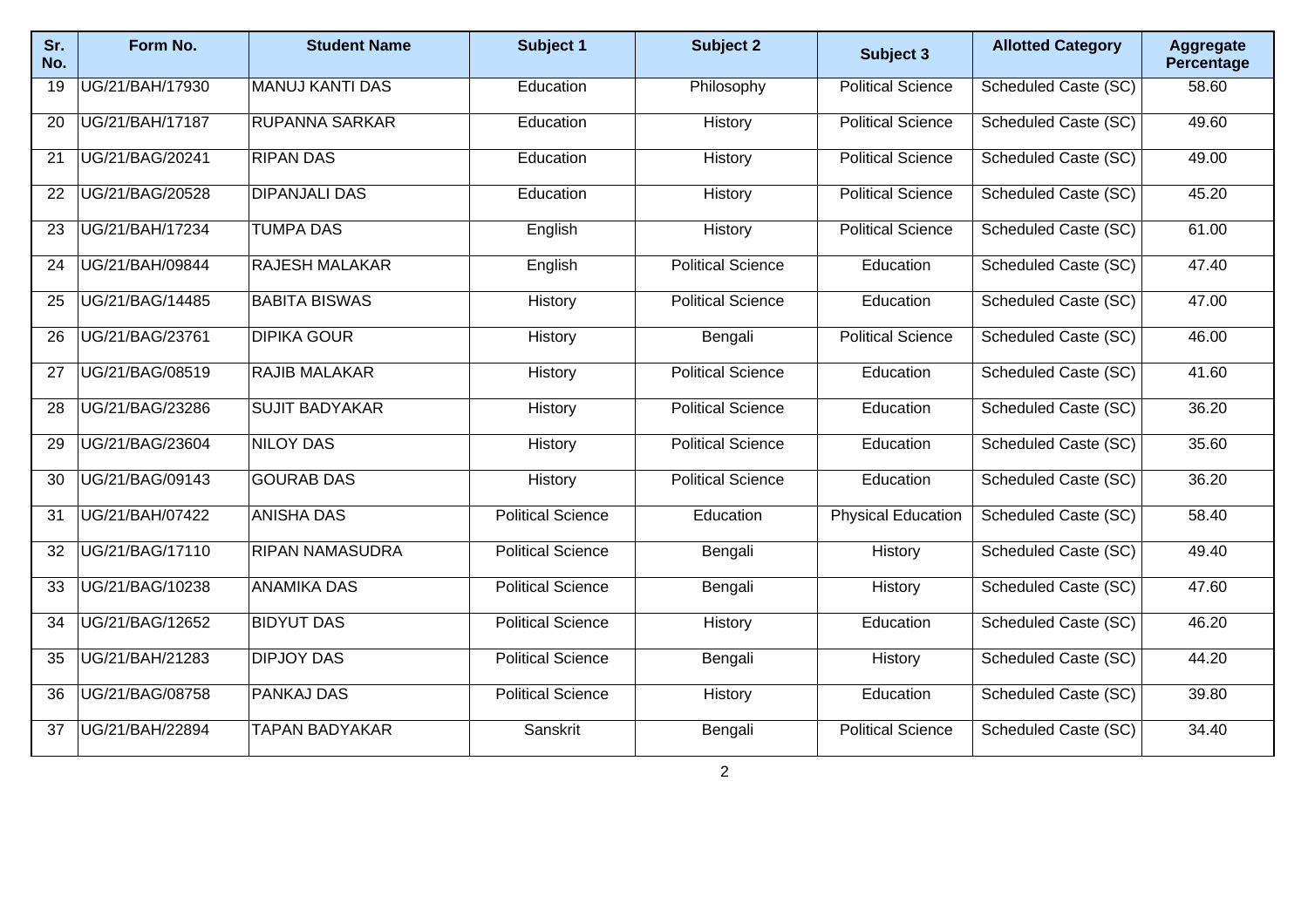| Sr. No. | Form No. | Student Name | Subject 1 | Subject 2 | Subject 3 | Allotted Category | Aggregate Percentage |
|---|---|---|---|---|---|---|---|
| 19 | UG/21/BAH/17930 | MANUJ KANTI DAS | Education | Philosophy | Political Science | Scheduled Caste (SC) | 58.60 |
| 20 | UG/21/BAH/17187 | RUPANNA SARKAR | Education | History | Political Science | Scheduled Caste (SC) | 49.60 |
| 21 | UG/21/BAG/20241 | RIPAN DAS | Education | History | Political Science | Scheduled Caste (SC) | 49.00 |
| 22 | UG/21/BAG/20528 | DIPANJALI DAS | Education | History | Political Science | Scheduled Caste (SC) | 45.20 |
| 23 | UG/21/BAH/17234 | TUMPA DAS | English | History | Political Science | Scheduled Caste (SC) | 61.00 |
| 24 | UG/21/BAH/09844 | RAJESH MALAKAR | English | Political Science | Education | Scheduled Caste (SC) | 47.40 |
| 25 | UG/21/BAG/14485 | BABITA BISWAS | History | Political Science | Education | Scheduled Caste (SC) | 47.00 |
| 26 | UG/21/BAG/23761 | DIPIKA GOUR | History | Bengali | Political Science | Scheduled Caste (SC) | 46.00 |
| 27 | UG/21/BAG/08519 | RAJIB MALAKAR | History | Political Science | Education | Scheduled Caste (SC) | 41.60 |
| 28 | UG/21/BAG/23286 | SUJIT BADYAKAR | History | Political Science | Education | Scheduled Caste (SC) | 36.20 |
| 29 | UG/21/BAG/23604 | NILOY DAS | History | Political Science | Education | Scheduled Caste (SC) | 35.60 |
| 30 | UG/21/BAG/09143 | GOURAB DAS | History | Political Science | Education | Scheduled Caste (SC) | 36.20 |
| 31 | UG/21/BAH/07422 | ANISHA DAS | Political Science | Education | Physical Education | Scheduled Caste (SC) | 58.40 |
| 32 | UG/21/BAG/17110 | RIPAN NAMASUDRA | Political Science | Bengali | History | Scheduled Caste (SC) | 49.40 |
| 33 | UG/21/BAG/10238 | ANAMIKA DAS | Political Science | Bengali | History | Scheduled Caste (SC) | 47.60 |
| 34 | UG/21/BAG/12652 | BIDYUT DAS | Political Science | History | Education | Scheduled Caste (SC) | 46.20 |
| 35 | UG/21/BAH/21283 | DIPJOY DAS | Political Science | Bengali | History | Scheduled Caste (SC) | 44.20 |
| 36 | UG/21/BAG/08758 | PANKAJ DAS | Political Science | History | Education | Scheduled Caste (SC) | 39.80 |
| 37 | UG/21/BAH/22894 | TAPAN BADYAKAR | Sanskrit | Bengali | Political Science | Scheduled Caste (SC) | 34.40 |